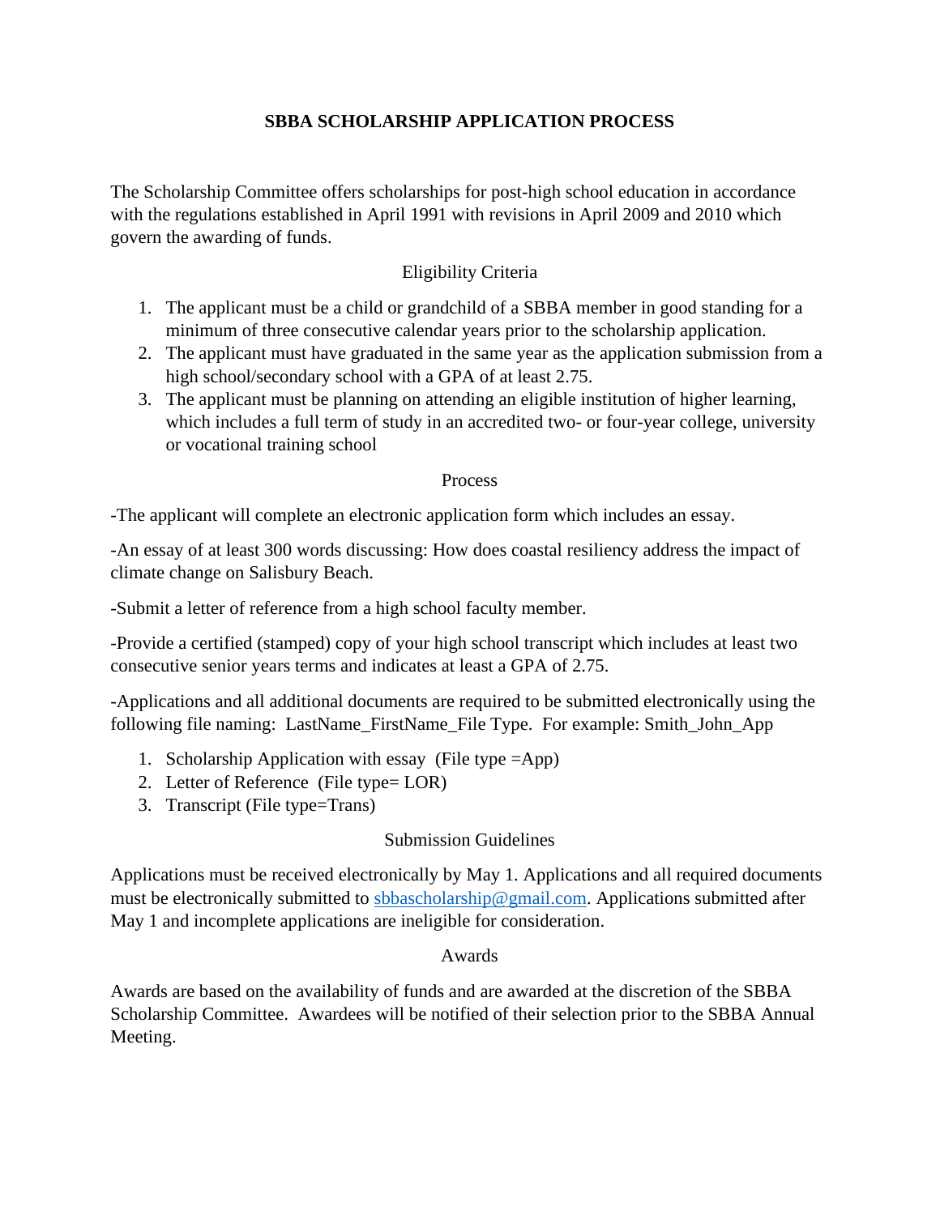# SBBA SCHOLARSHIP APPLICATION PROCESS

The Scholarship Committee offers scholarships for post-high school education in accordance with the regulations established in April 1991 with revisions in April 2009 and 2010 which govern the awarding of funds.

## Eligibility Criteria

1. The applicant must be a child or grandchild of a SBBA member in good standing for a minimum of three consecutive calendar years prior to the scholarship application.
2. The applicant must have graduated in the same year as the application submission from a high school/secondary school with a GPA of at least 2.75.
3. The applicant must be planning on attending an eligible institution of higher learning, which includes a full term of study in an accredited two- or four-year college, university or vocational training school

## Process

-The applicant will complete an electronic application form which includes an essay.

-An essay of at least 300 words discussing: How does coastal resiliency address the impact of climate change on Salisbury Beach.

-Submit a letter of reference from a high school faculty member.

-Provide a certified (stamped) copy of your high school transcript which includes at least two consecutive senior years terms and indicates at least a GPA of 2.75.

-Applications and all additional documents are required to be submitted electronically using the following file naming: LastName_FirstName_File Type. For example: Smith_John_App

1. Scholarship Application with essay (File type =App)
2. Letter of Reference (File type= LOR)
3. Transcript (File type=Trans)

## Submission Guidelines

Applications must be received electronically by May 1. Applications and all required documents must be electronically submitted to sbbascholarship@gmail.com. Applications submitted after May 1 and incomplete applications are ineligible for consideration.

## Awards

Awards are based on the availability of funds and are awarded at the discretion of the SBBA Scholarship Committee. Awardees will be notified of their selection prior to the SBBA Annual Meeting.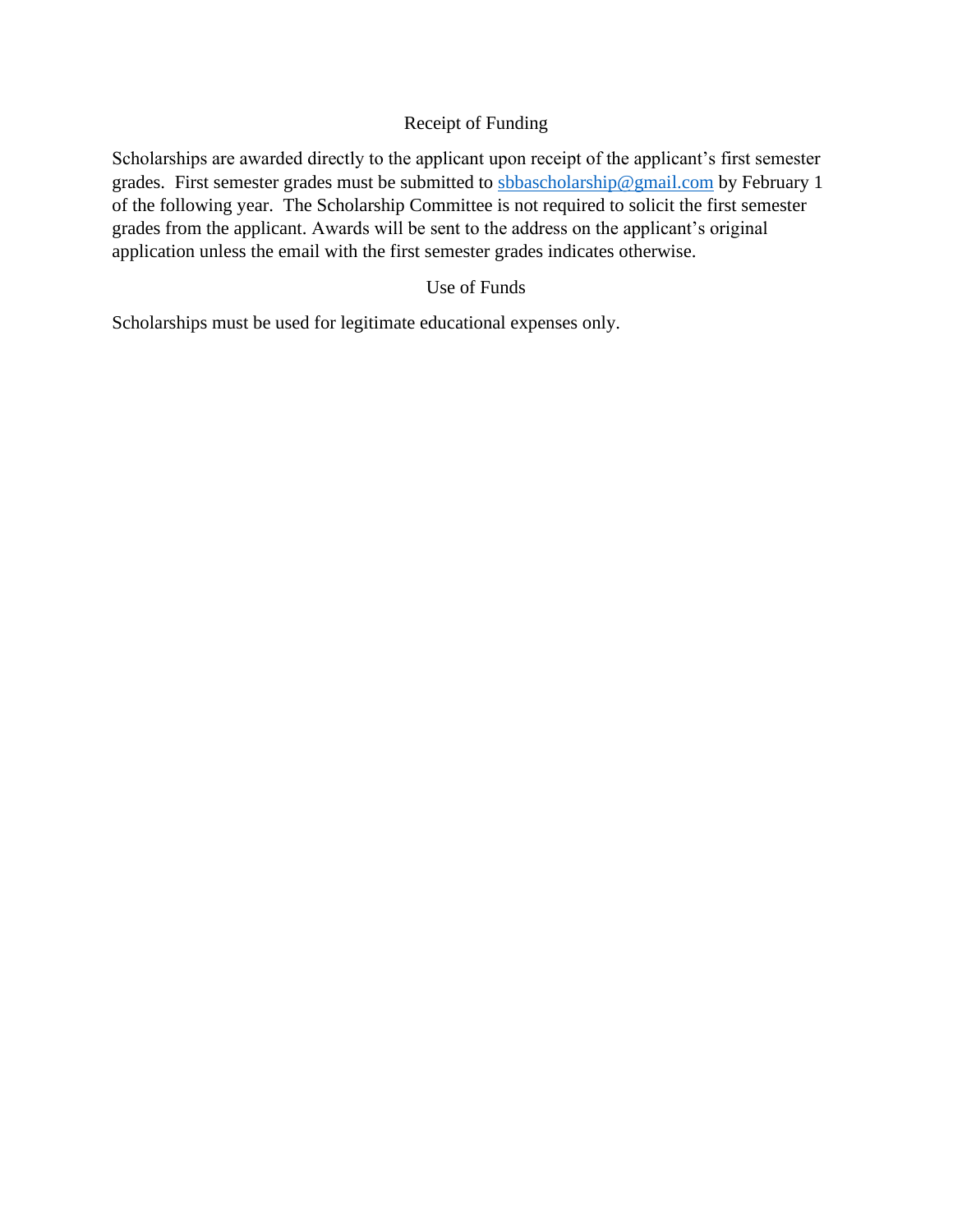## Receipt of Funding

Scholarships are awarded directly to the applicant upon receipt of the applicant's first semester grades. First semester grades must be submitted to sbbascholarship@gmail.com by February 1 of the following year. The Scholarship Committee is not required to solicit the first semester grades from the applicant. Awards will be sent to the address on the applicant's original application unless the email with the first semester grades indicates otherwise.

## Use of Funds

Scholarships must be used for legitimate educational expenses only.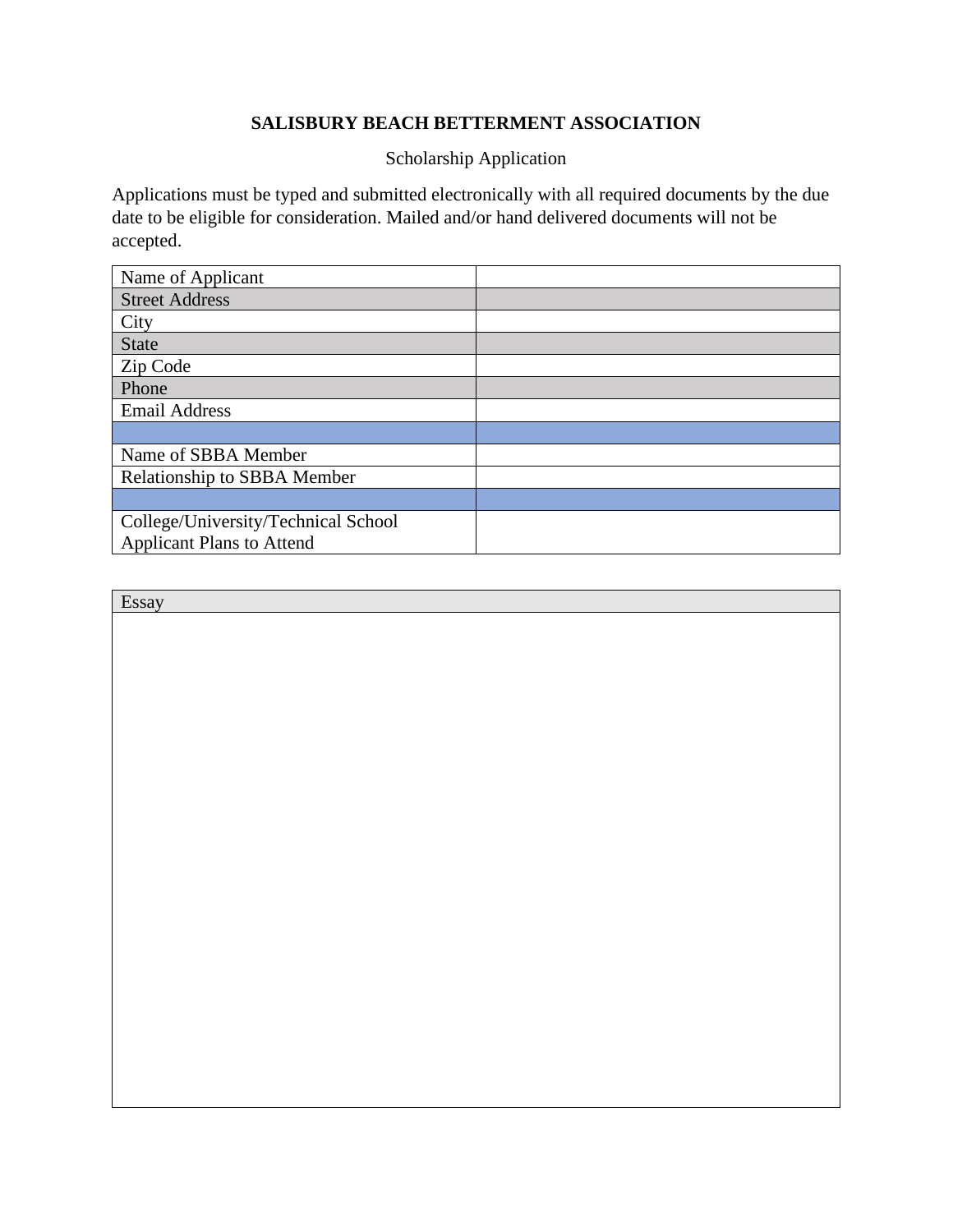**SALISBURY BEACH BETTERMENT ASSOCIATION**

Scholarship Application

Applications must be typed and submitted electronically with all required documents by the due date to be eligible for consideration. Mailed and/or hand delivered documents will not be accepted.

| | |
|---|---|
| Name of Applicant | |
| Street Address | |
| City | |
| State | |
| Zip Code | |
| Phone | |
| Email Address | |
| | |
| Name of SBBA Member | |
| Relationship to SBBA Member | |
| | |
| College/University/Technical School Applicant Plans to Attend | |

| Essay |
|---|
| |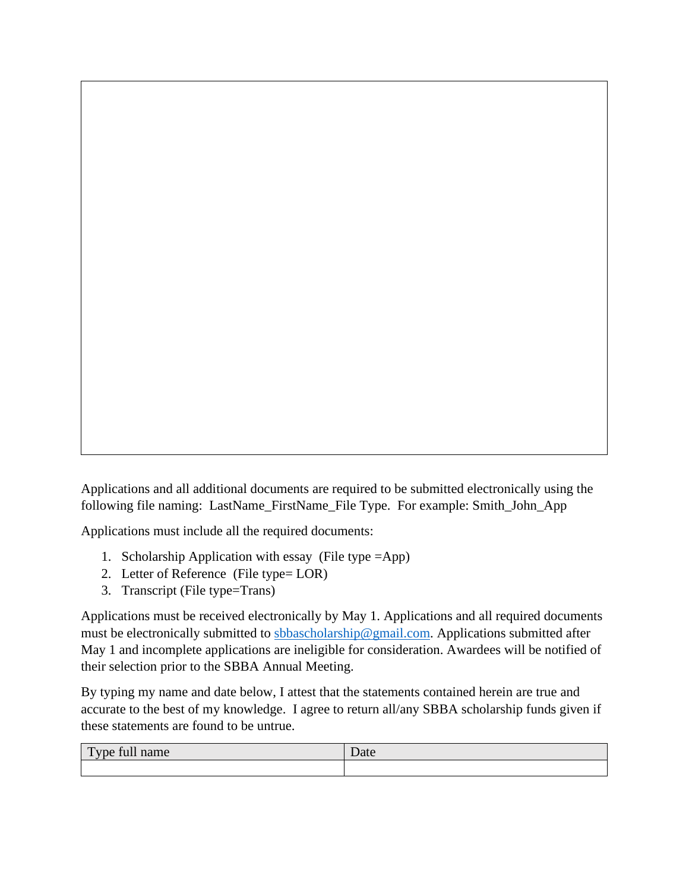Applications and all additional documents are required to be submitted electronically using the following file naming:  LastName_FirstName_File Type.  For example: Smith_John_App

Applications must include all the required documents:

1. Scholarship Application with essay  (File type =App)
2. Letter of Reference  (File type= LOR)
3. Transcript (File type=Trans)

Applications must be received electronically by May 1. Applications and all required documents must be electronically submitted to sbbascholarship@gmail.com. Applications submitted after May 1 and incomplete applications are ineligible for consideration. Awardees will be notified of their selection prior to the SBBA Annual Meeting.

By typing my name and date below, I attest that the statements contained herein are true and accurate to the best of my knowledge.  I agree to return all/any SBBA scholarship funds given if these statements are found to be untrue.

| Type full name | Date |
| --- | --- |
| | |